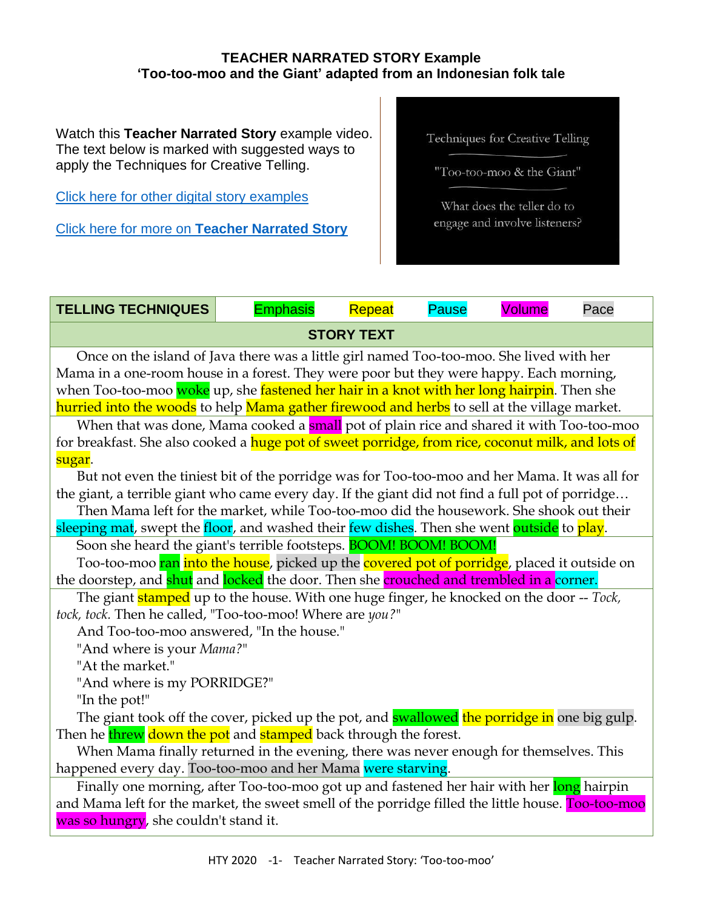**TEACHER NARRATED STORY Example**
**'Too-too-moo and the Giant' adapted from an Indonesian folk tale**

Watch this **Teacher Narrated Story** example video. The text below is marked with suggested ways to apply the Techniques for Creative Telling.

Click here for other digital story examples

Click here for more on **Teacher Narrated Story**

Techniques for Creative Telling

"Too-too-moo & the Giant"

What does the teller do to engage and involve listeners?

| TELLING TECHNIQUES | Emphasis | Repeat | Pause | Volume | Pace |
|---|---|---|---|---|---|

**STORY TEXT**

Once on the island of Java there was a little girl named Too-too-moo. She lived with her Mama in a one-room house in a forest. They were poor but they were happy. Each morning, when Too-too-moo woke up, she fastened her hair in a knot with her long hairpin. Then she hurried into the woods to help Mama gather firewood and herbs to sell at the village market.

When that was done, Mama cooked a small pot of plain rice and shared it with Too-too-moo for breakfast. She also cooked a huge pot of sweet porridge, from rice, coconut milk, and lots of sugar.

But not even the tiniest bit of the porridge was for Too-too-moo and her Mama. It was all for the giant, a terrible giant who came every day. If the giant did not find a full pot of porridge…

Then Mama left for the market, while Too-too-moo did the housework. She shook out their sleeping mat, swept the floor, and washed their few dishes. Then she went outside to play.

Soon she heard the giant's terrible footsteps. BOOM! BOOM! BOOM!

Too-too-moo ran into the house, picked up the covered pot of porridge, placed it outside on the doorstep, and shut and locked the door. Then she crouched and trembled in a corner.

The giant stamped up to the house. With one huge finger, he knocked on the door -- *Tock, tock, tock.* Then he called, "Too-too-moo! Where are *you?*"

And Too-too-moo answered, "In the house."

"And where is your *Mama?*"

"At the market."

"And where is my PORRIDGE?"

"In the pot!"

The giant took off the cover, picked up the pot, and swallowed the porridge in one big gulp. Then he threw down the pot and stamped back through the forest.

When Mama finally returned in the evening, there was never enough for themselves. This happened every day. Too-too-moo and her Mama were starving.

Finally one morning, after Too-too-moo got up and fastened her hair with her long hairpin and Mama left for the market, the sweet smell of the porridge filled the little house. Too-too-moo was so hungry, she couldn't stand it.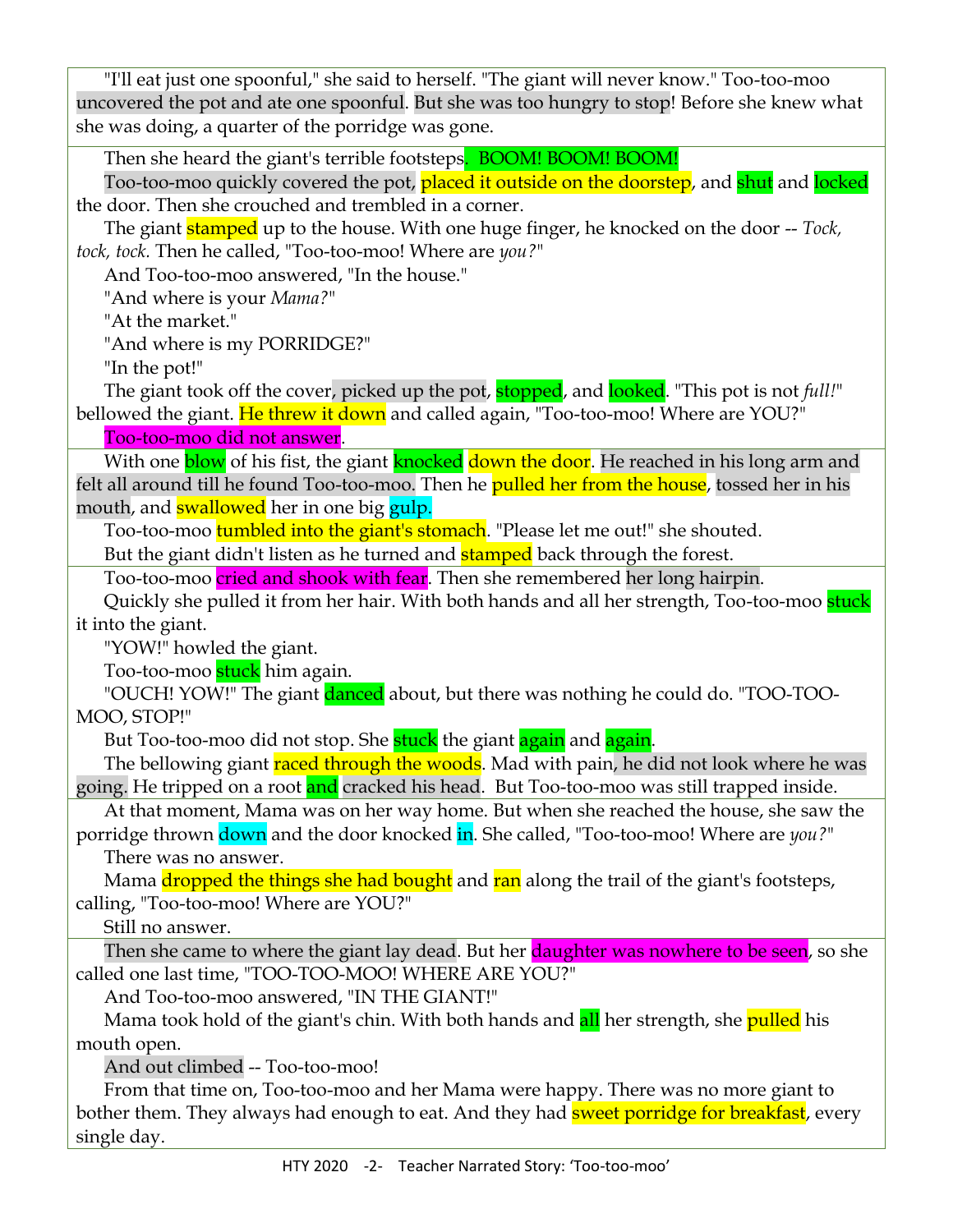"I'll eat just one spoonful," she said to herself. "The giant will never know." Too-too-moo uncovered the pot and ate one spoonful. But she was too hungry to stop! Before she knew what she was doing, a quarter of the porridge was gone.

Then she heard the giant's terrible footsteps. BOOM! BOOM! BOOM!

Too-too-moo quickly covered the pot, placed it outside on the doorstep, and shut and locked the door. Then she crouched and trembled in a corner.

The giant stamped up to the house. With one huge finger, he knocked on the door -- *Tock, tock, tock.* Then he called, "Too-too-moo! Where are *you?*"

And Too-too-moo answered, "In the house."

"And where is your *Mama?*"

"At the market."

"And where is my PORRIDGE?"

"In the pot!"

The giant took off the cover, picked up the pot, stopped, and looked. "This pot is not *full!*" bellowed the giant. He threw it down and called again, "Too-too-moo! Where are YOU?"

Too-too-moo did not answer.

With one blow of his fist, the giant knocked down the door. He reached in his long arm and felt all around till he found Too-too-moo. Then he pulled her from the house, tossed her in his mouth, and swallowed her in one big gulp.

Too-too-moo tumbled into the giant's stomach. "Please let me out!" she shouted.

But the giant didn't listen as he turned and stamped back through the forest.

Too-too-moo cried and shook with fear. Then she remembered her long hairpin.

Quickly she pulled it from her hair. With both hands and all her strength, Too-too-moo stuck it into the giant.

"YOW!" howled the giant.

Too-too-moo stuck him again.

"OUCH! YOW!" The giant danced about, but there was nothing he could do. "TOO-TOO-MOO, STOP!"

But Too-too-moo did not stop. She stuck the giant again and again.

The bellowing giant raced through the woods. Mad with pain, he did not look where he was going. He tripped on a root and cracked his head. But Too-too-moo was still trapped inside.

At that moment, Mama was on her way home. But when she reached the house, she saw the porridge thrown down and the door knocked in. She called, "Too-too-moo! Where are *you?*"

There was no answer.

Mama dropped the things she had bought and ran along the trail of the giant's footsteps, calling, "Too-too-moo! Where are YOU?"

Still no answer.

Then she came to where the giant lay dead. But her daughter was nowhere to be seen, so she called one last time, "TOO-TOO-MOO! WHERE ARE YOU?"

And Too-too-moo answered, "IN THE GIANT!"

Mama took hold of the giant's chin. With both hands and all her strength, she pulled his mouth open.

And out climbed -- Too-too-moo!

From that time on, Too-too-moo and her Mama were happy. There was no more giant to bother them. They always had enough to eat. And they had sweet porridge for breakfast, every single day.

HTY 2020 -2- Teacher Narrated Story: 'Too-too-moo'